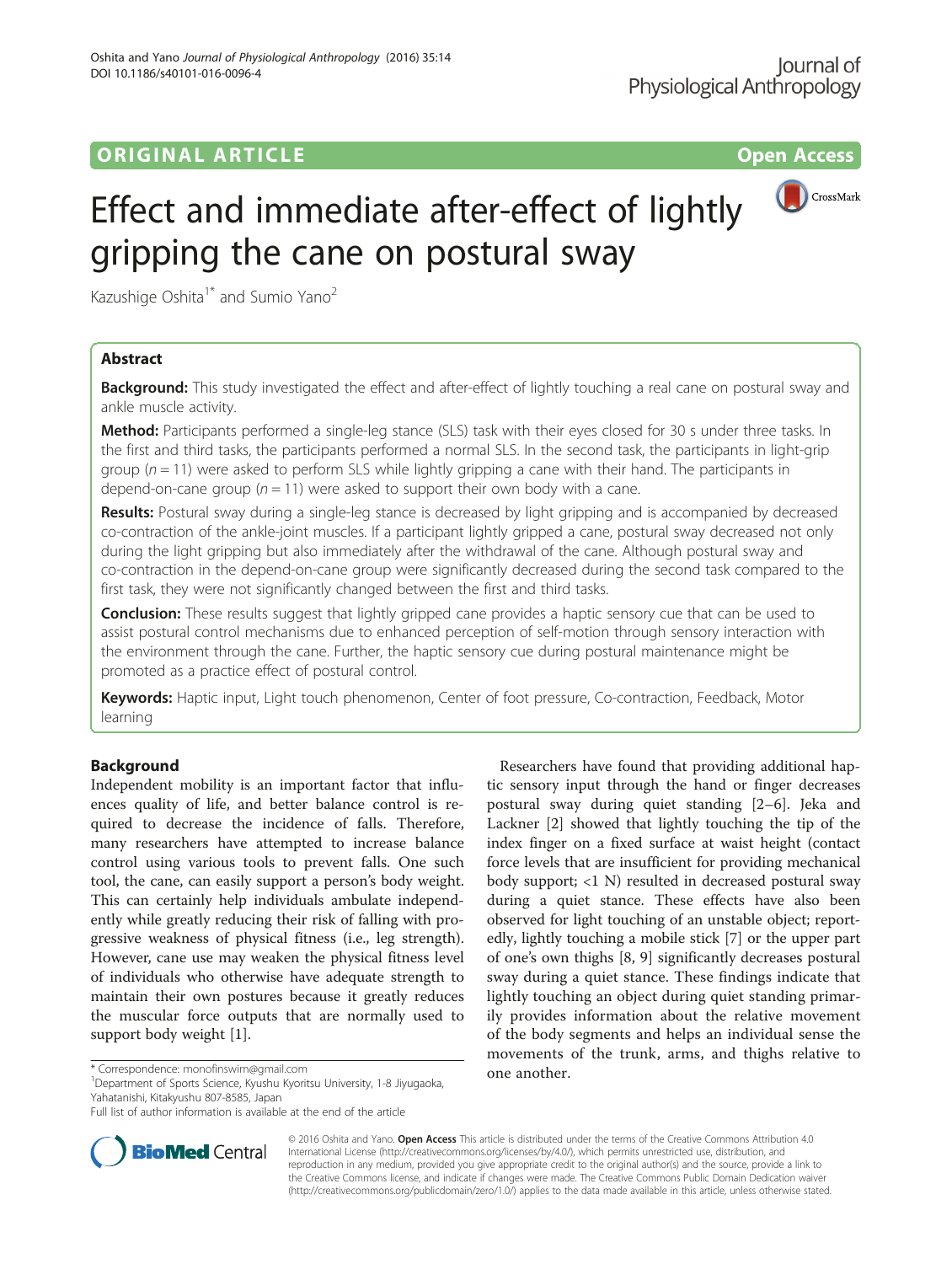ORIGINAL ARTICLE

Open Access

# Effect and immediate after-effect of lightly gripping the cane on postural sway

Kazushige Oshita[1*] and Sumio Yano[2]

## Abstract

**Background:** This study investigated the effect and after-effect of lightly touching a real cane on postural sway and ankle muscle activity.

**Method:** Participants performed a single-leg stance (SLS) task with their eyes closed for 30 s under three tasks. In the first and third tasks, the participants performed a normal SLS. In the second task, the participants in light-grip group ($n = 11$) were asked to perform SLS while lightly gripping a cane with their hand. The participants in depend-on-cane group ($n = 11$) were asked to support their own body with a cane.

**Results:** Postural sway during a single-leg stance is decreased by light gripping and is accompanied by decreased co-contraction of the ankle-joint muscles. If a participant lightly gripped a cane, postural sway decreased not only during the light gripping but also immediately after the withdrawal of the cane. Although postural sway and co-contraction in the depend-on-cane group were significantly decreased during the second task compared to the first task, they were not significantly changed between the first and third tasks.

**Conclusion:** These results suggest that lightly gripped cane provides a haptic sensory cue that can be used to assist postural control mechanisms due to enhanced perception of self-motion through sensory interaction with the environment through the cane. Further, the haptic sensory cue during postural maintenance might be promoted as a practice effect of postural control.

**Keywords:** Haptic input, Light touch phenomenon, Center of foot pressure, Co-contraction, Feedback, Motor learning

## Background

Independent mobility is an important factor that influences quality of life, and better balance control is required to decrease the incidence of falls. Therefore, many researchers have attempted to increase balance control using various tools to prevent falls. One such tool, the cane, can easily support a person's body weight. This can certainly help individuals ambulate independently while greatly reducing their risk of falling with progressive weakness of physical fitness (i.e., leg strength). However, cane use may weaken the physical fitness level of individuals who otherwise have adequate strength to maintain their own postures because it greatly reduces the muscular force outputs that are normally used to support body weight [1].

Researchers have found that providing additional haptic sensory input through the hand or finger decreases postural sway during quiet standing [2–6]. Jeka and Lackner [2] showed that lightly touching the tip of the index finger on a fixed surface at waist height (contact force levels that are insufficient for providing mechanical body support; <1 N) resulted in decreased postural sway during a quiet stance. These effects have also been observed for light touching of an unstable object; reportedly, lightly touching a mobile stick [7] or the upper part of one's own thighs [8, 9] significantly decreases postural sway during a quiet stance. These findings indicate that lightly touching an object during quiet standing primarily provides information about the relative movement of the body segments and helps an individual sense the movements of the trunk, arms, and thighs relative to one another.

* Correspondence: monofinswim@gmail.com
[1]Department of Sports Science, Kyushu Kyoritsu University, 1-8 Jiyugaoka, Yahatanishi, Kitakyushu 807-8585, Japan
Full list of author information is available at the end of the article

© 2016 Oshita and Yano. **Open Access** This article is distributed under the terms of the Creative Commons Attribution 4.0 International License (http://creativecommons.org/licenses/by/4.0/), which permits unrestricted use, distribution, and reproduction in any medium, provided you give appropriate credit to the original author(s) and the source, provide a link to the Creative Commons license, and indicate if changes were made. The Creative Commons Public Domain Dedication waiver (http://creativecommons.org/publicdomain/zero/1.0/) applies to the data made available in this article, unless otherwise stated.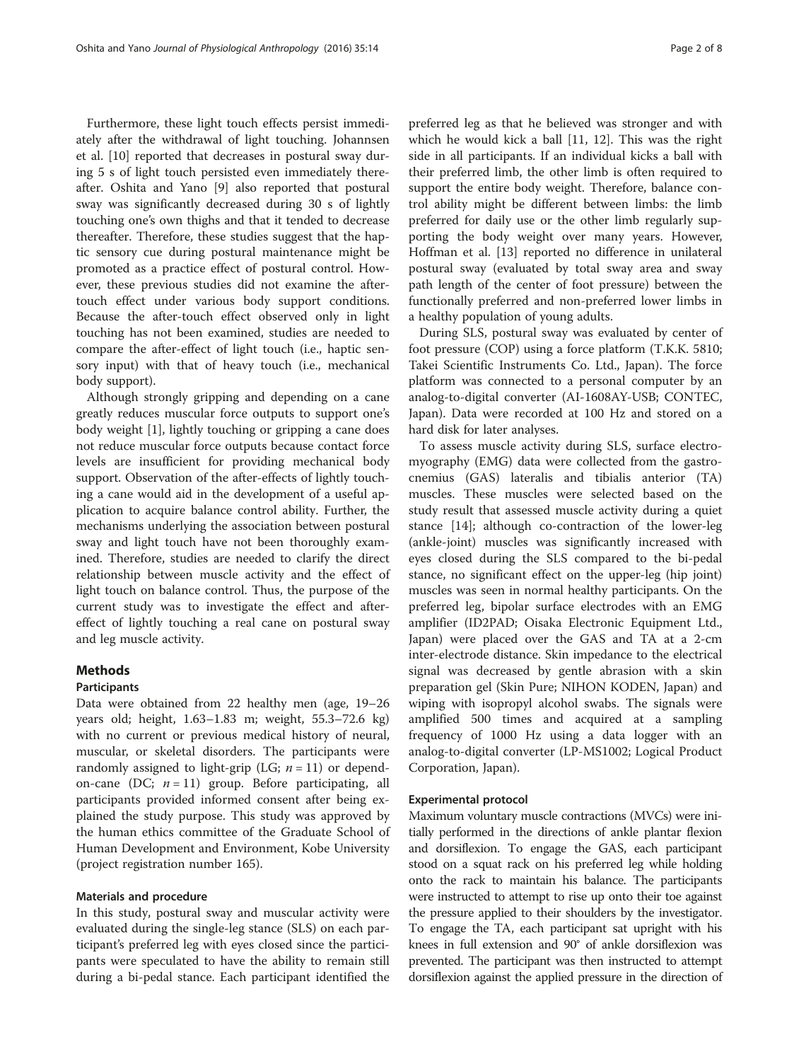Furthermore, these light touch effects persist immediately after the withdrawal of light touching. Johannsen et al. [10] reported that decreases in postural sway during 5 s of light touch persisted even immediately thereafter. Oshita and Yano [9] also reported that postural sway was significantly decreased during 30 s of lightly touching one's own thighs and that it tended to decrease thereafter. Therefore, these studies suggest that the haptic sensory cue during postural maintenance might be promoted as a practice effect of postural control. However, these previous studies did not examine the after-touch effect under various body support conditions. Because the after-touch effect observed only in light touching has not been examined, studies are needed to compare the after-effect of light touch (i.e., haptic sensory input) with that of heavy touch (i.e., mechanical body support).

Although strongly gripping and depending on a cane greatly reduces muscular force outputs to support one's body weight [1], lightly touching or gripping a cane does not reduce muscular force outputs because contact force levels are insufficient for providing mechanical body support. Observation of the after-effects of lightly touching a cane would aid in the development of a useful application to acquire balance control ability. Further, the mechanisms underlying the association between postural sway and light touch have not been thoroughly examined. Therefore, studies are needed to clarify the direct relationship between muscle activity and the effect of light touch on balance control. Thus, the purpose of the current study was to investigate the effect and after-effect of lightly touching a real cane on postural sway and leg muscle activity.

## Methods

### Participants

Data were obtained from 22 healthy men (age, 19–26 years old; height, 1.63–1.83 m; weight, 55.3–72.6 kg) with no current or previous medical history of neural, muscular, or skeletal disorders. The participants were randomly assigned to light-grip (LG; $n = 11$) or depend-on-cane (DC; $n = 11$) group. Before participating, all participants provided informed consent after being explained the study purpose. This study was approved by the human ethics committee of the Graduate School of Human Development and Environment, Kobe University (project registration number 165).

### Materials and procedure

In this study, postural sway and muscular activity were evaluated during the single-leg stance (SLS) on each participant's preferred leg with eyes closed since the participants were speculated to have the ability to remain still during a bi-pedal stance. Each participant identified the preferred leg as that he believed was stronger and with which he would kick a ball [11, 12]. This was the right side in all participants. If an individual kicks a ball with their preferred limb, the other limb is often required to support the entire body weight. Therefore, balance control ability might be different between limbs: the limb preferred for daily use or the other limb regularly supporting the body weight over many years. However, Hoffman et al. [13] reported no difference in unilateral postural sway (evaluated by total sway area and sway path length of the center of foot pressure) between the functionally preferred and non-preferred lower limbs in a healthy population of young adults.

During SLS, postural sway was evaluated by center of foot pressure (COP) using a force platform (T.K.K. 5810; Takei Scientific Instruments Co. Ltd., Japan). The force platform was connected to a personal computer by an analog-to-digital converter (AI-1608AY-USB; CONTEC, Japan). Data were recorded at 100 Hz and stored on a hard disk for later analyses.

To assess muscle activity during SLS, surface electromyography (EMG) data were collected from the gastrocnemius (GAS) lateralis and tibialis anterior (TA) muscles. These muscles were selected based on the study result that assessed muscle activity during a quiet stance [14]; although co-contraction of the lower-leg (ankle-joint) muscles was significantly increased with eyes closed during the SLS compared to the bi-pedal stance, no significant effect on the upper-leg (hip joint) muscles was seen in normal healthy participants. On the preferred leg, bipolar surface electrodes with an EMG amplifier (ID2PAD; Oisaka Electronic Equipment Ltd., Japan) were placed over the GAS and TA at a 2-cm inter-electrode distance. Skin impedance to the electrical signal was decreased by gentle abrasion with a skin preparation gel (Skin Pure; NIHON KODEN, Japan) and wiping with isopropyl alcohol swabs. The signals were amplified 500 times and acquired at a sampling frequency of 1000 Hz using a data logger with an analog-to-digital converter (LP-MS1002; Logical Product Corporation, Japan).

### Experimental protocol

Maximum voluntary muscle contractions (MVCs) were initially performed in the directions of ankle plantar flexion and dorsiflexion. To engage the GAS, each participant stood on a squat rack on his preferred leg while holding onto the rack to maintain his balance. The participants were instructed to attempt to rise up onto their toe against the pressure applied to their shoulders by the investigator. To engage the TA, each participant sat upright with his knees in full extension and 90° of ankle dorsiflexion was prevented. The participant was then instructed to attempt dorsiflexion against the applied pressure in the direction of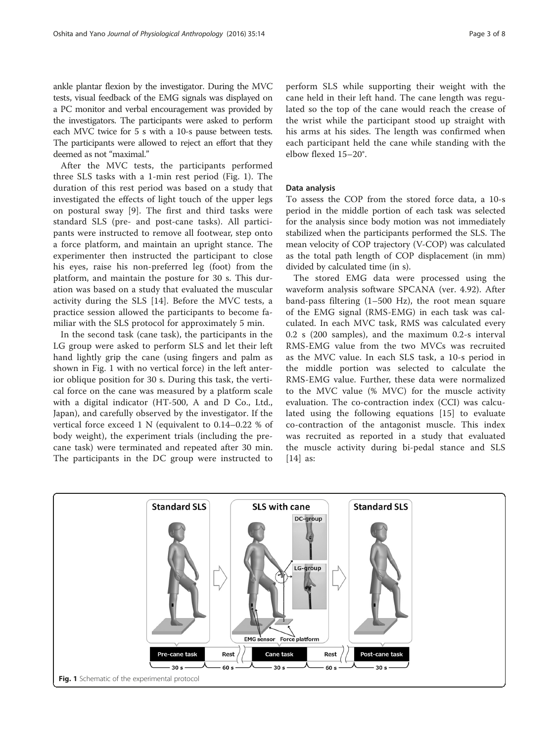ankle plantar flexion by the investigator. During the MVC tests, visual feedback of the EMG signals was displayed on a PC monitor and verbal encouragement was provided by the investigators. The participants were asked to perform each MVC twice for 5 s with a 10-s pause between tests. The participants were allowed to reject an effort that they deemed as not "maximal."

After the MVC tests, the participants performed three SLS tasks with a 1-min rest period (Fig. 1). The duration of this rest period was based on a study that investigated the effects of light touch of the upper legs on postural sway [9]. The first and third tasks were standard SLS (pre- and post-cane tasks). All participants were instructed to remove all footwear, step onto a force platform, and maintain an upright stance. The experimenter then instructed the participant to close his eyes, raise his non-preferred leg (foot) from the platform, and maintain the posture for 30 s. This duration was based on a study that evaluated the muscular activity during the SLS [14]. Before the MVC tests, a practice session allowed the participants to become familiar with the SLS protocol for approximately 5 min.

In the second task (cane task), the participants in the LG group were asked to perform SLS and let their left hand lightly grip the cane (using fingers and palm as shown in Fig. 1 with no vertical force) in the left anterior oblique position for 30 s. During this task, the vertical force on the cane was measured by a platform scale with a digital indicator (HT-500, A and D Co., Ltd., Japan), and carefully observed by the investigator. If the vertical force exceed 1 N (equivalent to 0.14–0.22 % of body weight), the experiment trials (including the pre-cane task) were terminated and repeated after 30 min. The participants in the DC group were instructed to perform SLS while supporting their weight with the cane held in their left hand. The cane length was regulated so the top of the cane would reach the crease of the wrist while the participant stood up straight with his arms at his sides. The length was confirmed when each participant held the cane while standing with the elbow flexed 15–20°.

## Data analysis

To assess the COP from the stored force data, a 10-s period in the middle portion of each task was selected for the analysis since body motion was not immediately stabilized when the participants performed the SLS. The mean velocity of COP trajectory (V-COP) was calculated as the total path length of COP displacement (in mm) divided by calculated time (in s).

The stored EMG data were processed using the waveform analysis software SPCANA (ver. 4.92). After band-pass filtering (1–500 Hz), the root mean square of the EMG signal (RMS-EMG) in each task was calculated. In each MVC task, RMS was calculated every 0.2 s (200 samples), and the maximum 0.2-s interval RMS-EMG value from the two MVCs was recruited as the MVC value. In each SLS task, a 10-s period in the middle portion was selected to calculate the RMS-EMG value. Further, these data were normalized to the MVC value (% MVC) for the muscle activity evaluation. The co-contraction index (CCI) was calculated using the following equations [15] to evaluate co-contraction of the antagonist muscle. This index was recruited as reported in a study that evaluated the muscle activity during bi-pedal stance and SLS [14] as:

**Fig. 1** Schematic of the experimental protocol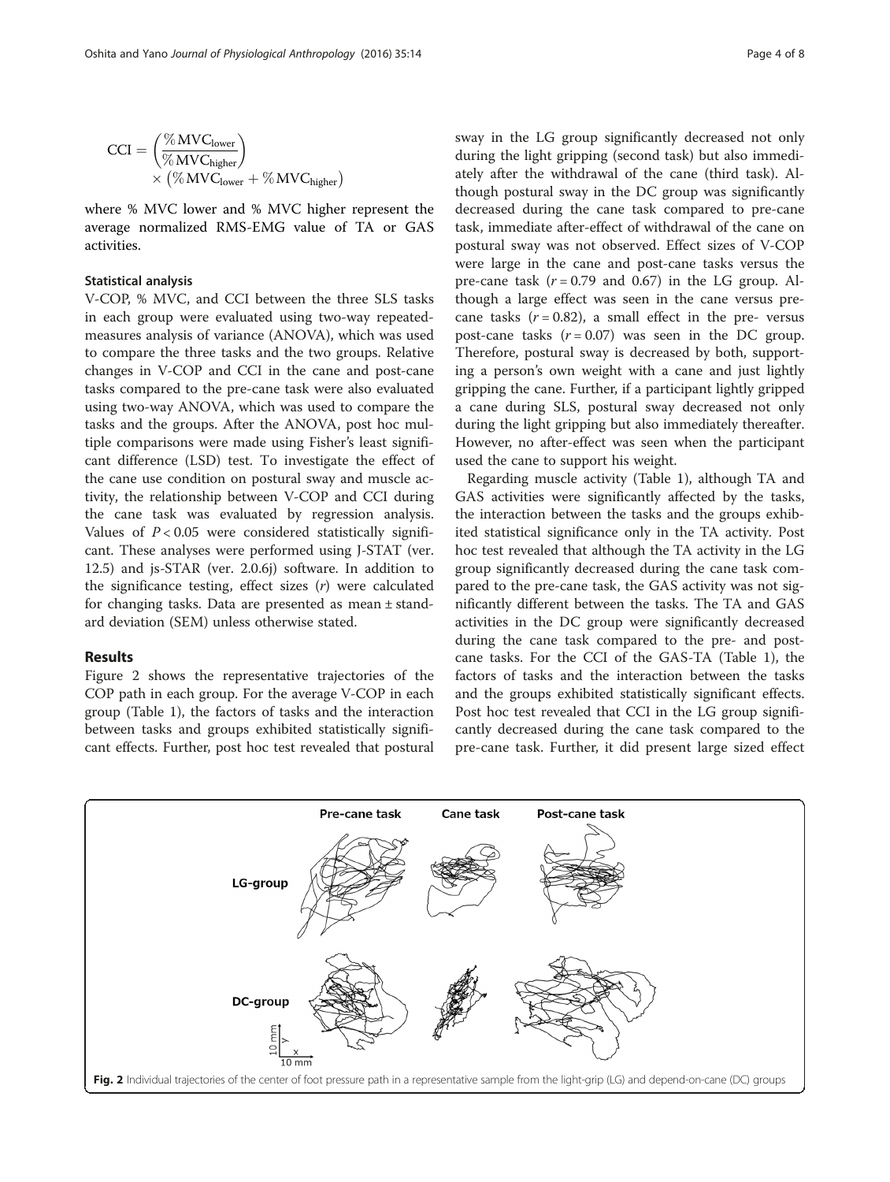$$\mathrm{CCI} = \left(\frac{\%\,\mathrm{MVC_{lower}}}{\%\,\mathrm{MVC_{higher}}}\right) \times \left(\%\,\mathrm{MVC_{lower}} + \%\,\mathrm{MVC_{higher}}\right)$$

where % MVC lower and % MVC higher represent the average normalized RMS-EMG value of TA or GAS activities.

### Statistical analysis

V-COP, % MVC, and CCI between the three SLS tasks in each group were evaluated using two-way repeated-measures analysis of variance (ANOVA), which was used to compare the three tasks and the two groups. Relative changes in V-COP and CCI in the cane and post-cane tasks compared to the pre-cane task were also evaluated using two-way ANOVA, which was used to compare the tasks and the groups. After the ANOVA, post hoc multiple comparisons were made using Fisher's least significant difference (LSD) test. To investigate the effect of the cane use condition on postural sway and muscle activity, the relationship between V-COP and CCI during the cane task was evaluated by regression analysis. Values of $P < 0.05$ were considered statistically significant. These analyses were performed using J-STAT (ver. 12.5) and js-STAR (ver. 2.0.6j) software. In addition to the significance testing, effect sizes ($r$) were calculated for changing tasks. Data are presented as mean ± standard deviation (SEM) unless otherwise stated.

## Results

Figure 2 shows the representative trajectories of the COP path in each group. For the average V-COP in each group (Table 1), the factors of tasks and the interaction between tasks and groups exhibited statistically significant effects. Further, post hoc test revealed that postural sway in the LG group significantly decreased not only during the light gripping (second task) but also immediately after the withdrawal of the cane (third task). Although postural sway in the DC group was significantly decreased during the cane task compared to pre-cane task, immediate after-effect of withdrawal of the cane on postural sway was not observed. Effect sizes of V-COP were large in the cane and post-cane tasks versus the pre-cane task ($r = 0.79$ and 0.67) in the LG group. Although a large effect was seen in the cane versus pre-cane tasks ($r = 0.82$), a small effect in the pre- versus post-cane tasks ($r = 0.07$) was seen in the DC group. Therefore, postural sway is decreased by both, supporting a person's own weight with a cane and just lightly gripping the cane. Further, if a participant lightly gripped a cane during SLS, postural sway decreased not only during the light gripping but also immediately thereafter. However, no after-effect was seen when the participant used the cane to support his weight.

Regarding muscle activity (Table 1), although TA and GAS activities were significantly affected by the tasks, the interaction between the tasks and the groups exhibited statistical significance only in the TA activity. Post hoc test revealed that although the TA activity in the LG group significantly decreased during the cane task compared to the pre-cane task, the GAS activity was not significantly different between the tasks. The TA and GAS activities in the DC group were significantly decreased during the cane task compared to the pre- and post-cane tasks. For the CCI of the GAS-TA (Table 1), the factors of tasks and the interaction between the tasks and the groups exhibited statistically significant effects. Post hoc test revealed that CCI in the LG group significantly decreased during the cane task compared to the pre-cane task. Further, it did present large sized effect

**Fig. 2** Individual trajectories of the center of foot pressure path in a representative sample from the light-grip (LG) and depend-on-cane (DC) groups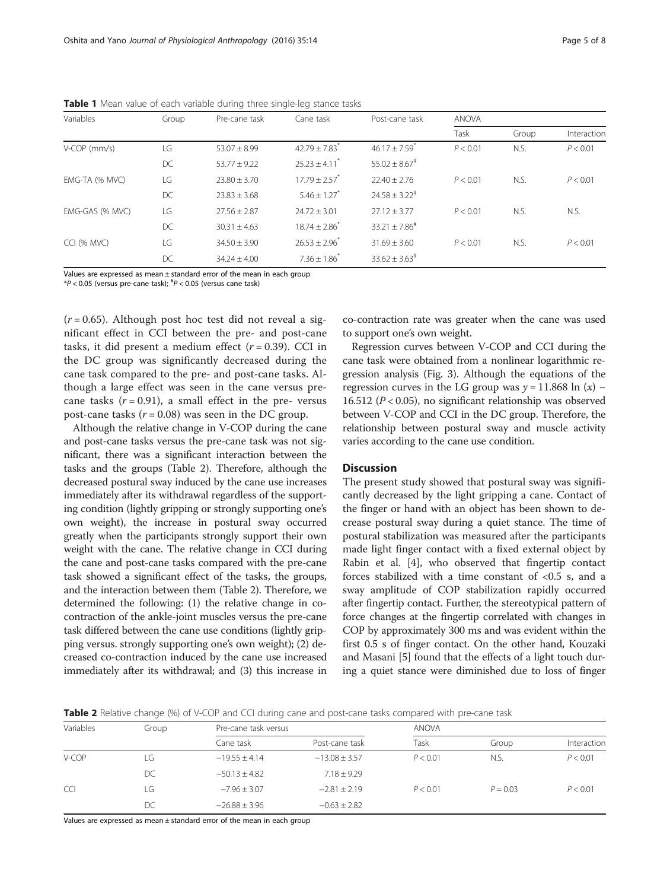**Table 1** Mean value of each variable during three single-leg stance tasks

| Variables | Group | Pre-cane task | Cane task | Post-cane task | ANOVA | | |
|---|---|---|---|---|---|---|---|
| | | | | | Task | Group | Interaction |
| V-COP (mm/s) | LG | 53.07 ± 8.99 | 42.79 ± 7.83* | 46.17 ± 7.59* | $P < 0.01$ | N.S. | $P < 0.01$ |
| | DC | 53.77 ± 9.22 | 25.23 ± 4.11* | 55.02 ± 8.67# | | | |
| EMG-TA (% MVC) | LG | 23.80 ± 3.70 | 17.79 ± 2.57* | 22.40 ± 2.76 | $P < 0.01$ | N.S. | $P < 0.01$ |
| | DC | 23.83 ± 3.68 | 5.46 ± 1.27* | 24.58 ± 3.22# | | | |
| EMG-GAS (% MVC) | LG | 27.56 ± 2.87 | 24.72 ± 3.01 | 27.12 ± 3.77 | $P < 0.01$ | N.S. | N.S. |
| | DC | 30.31 ± 4.63 | 18.74 ± 2.86* | 33.21 ± 7.86# | | | |
| CCI (% MVC) | LG | 34.50 ± 3.90 | 26.53 ± 2.96* | 31.69 ± 3.60 | $P < 0.01$ | N.S. | $P < 0.01$ |
| | DC | 34.24 ± 4.00 | 7.36 ± 1.86* | 33.62 ± 3.63# | | | |

Values are expressed as mean ± standard error of the mean in each group

*$P < 0.05$ (versus pre-cane task); #$P < 0.05$ (versus cane task)

($r = 0.65$). Although post hoc test did not reveal a significant effect in CCI between the pre- and post-cane tasks, it did present a medium effect ($r = 0.39$). CCI in the DC group was significantly decreased during the cane task compared to the pre- and post-cane tasks. Although a large effect was seen in the cane versus pre-cane tasks ($r = 0.91$), a small effect in the pre- versus post-cane tasks ($r = 0.08$) was seen in the DC group.

Although the relative change in V-COP during the cane and post-cane tasks versus the pre-cane task was not significant, there was a significant interaction between the tasks and the groups (Table 2). Therefore, although the decreased postural sway induced by the cane use increases immediately after its withdrawal regardless of the supporting condition (lightly gripping or strongly supporting one's own weight), the increase in postural sway occurred greatly when the participants strongly support their own weight with the cane. The relative change in CCI during the cane and post-cane tasks compared with the pre-cane task showed a significant effect of the tasks, the groups, and the interaction between them (Table 2). Therefore, we determined the following: (1) the relative change in co-contraction of the ankle-joint muscles versus the pre-cane task differed between the cane use conditions (lightly gripping versus. strongly supporting one's own weight); (2) decreased co-contraction induced by the cane use increased immediately after its withdrawal; and (3) this increase in co-contraction rate was greater when the cane was used to support one's own weight.

Regression curves between V-COP and CCI during the cane task were obtained from a nonlinear logarithmic regression analysis (Fig. 3). Although the equations of the regression curves in the LG group was $y = 11.868 \ln(x) - 16.512$ ($P < 0.05$), no significant relationship was observed between V-COP and CCI in the DC group. Therefore, the relationship between postural sway and muscle activity varies according to the cane use condition.

## Discussion

The present study showed that postural sway was significantly decreased by the light gripping a cane. Contact of the finger or hand with an object has been shown to decrease postural sway during a quiet stance. The time of postural stabilization was measured after the participants made light finger contact with a fixed external object by Rabin et al. [4], who observed that fingertip contact forces stabilized with a time constant of <0.5 s, and a sway amplitude of COP stabilization rapidly occurred after fingertip contact. Further, the stereotypical pattern of force changes at the fingertip correlated with changes in COP by approximately 300 ms and was evident within the first 0.5 s of finger contact. On the other hand, Kouzaki and Masani [5] found that the effects of a light touch during a quiet stance were diminished due to loss of finger

**Table 2** Relative change (%) of V-COP and CCI during cane and post-cane tasks compared with pre-cane task

| Variables | Group | Pre-cane task versus | | ANOVA | | |
|---|---|---|---|---|---|---|
| | | Cane task | Post-cane task | Task | Group | Interaction |
| V-COP | LG | −19.55 ± 4.14 | −13.08 ± 3.57 | $P < 0.01$ | N.S. | $P < 0.01$ |
| | DC | −50.13 ± 4.82 | 7.18 ± 9.29 | | | |
| CCI | LG | −7.96 ± 3.07 | −2.81 ± 2.19 | $P < 0.01$ | $P = 0.03$ | $P < 0.01$ |
| | DC | −26.88 ± 3.96 | −0.63 ± 2.82 | | | |

Values are expressed as mean ± standard error of the mean in each group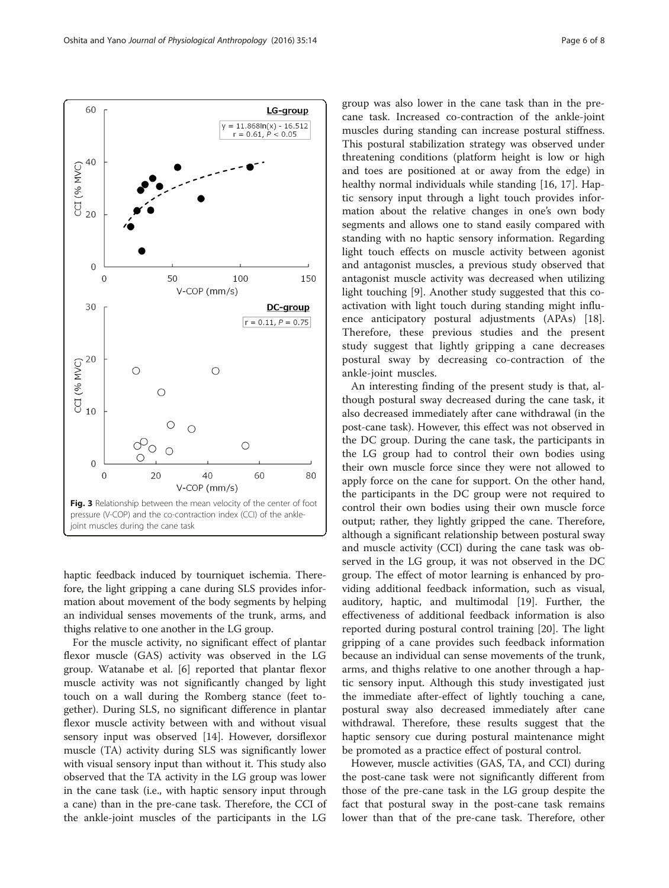Fig. 3 Relationship between the mean velocity of the center of foot pressure (V-COP) and the co-contraction index (CCI) of the ankle-joint muscles during the cane task

haptic feedback induced by tourniquet ischemia. Therefore, the light gripping a cane during SLS provides information about movement of the body segments by helping an individual senses movements of the trunk, arms, and thighs relative to one another in the LG group.

For the muscle activity, no significant effect of plantar flexor muscle (GAS) activity was observed in the LG group. Watanabe et al. [6] reported that plantar flexor muscle activity was not significantly changed by light touch on a wall during the Romberg stance (feet together). During SLS, no significant difference in plantar flexor muscle activity between with and without visual sensory input was observed [14]. However, dorsiflexor muscle (TA) activity during SLS was significantly lower with visual sensory input than without it. This study also observed that the TA activity in the LG group was lower in the cane task (i.e., with haptic sensory input through a cane) than in the pre-cane task. Therefore, the CCI of the ankle-joint muscles of the participants in the LG group was also lower in the cane task than in the pre-cane task. Increased co-contraction of the ankle-joint muscles during standing can increase postural stiffness. This postural stabilization strategy was observed under threatening conditions (platform height is low or high and toes are positioned at or away from the edge) in healthy normal individuals while standing [16, 17]. Haptic sensory input through a light touch provides information about the relative changes in one's own body segments and allows one to stand easily compared with standing with no haptic sensory information. Regarding light touch effects on muscle activity between agonist and antagonist muscles, a previous study observed that antagonist muscle activity was decreased when utilizing light touching [9]. Another study suggested that this co-activation with light touch during standing might influence anticipatory postural adjustments (APAs) [18]. Therefore, these previous studies and the present study suggest that lightly gripping a cane decreases postural sway by decreasing co-contraction of the ankle-joint muscles.

An interesting finding of the present study is that, although postural sway decreased during the cane task, it also decreased immediately after cane withdrawal (in the post-cane task). However, this effect was not observed in the DC group. During the cane task, the participants in the LG group had to control their own bodies using their own muscle force since they were not allowed to apply force on the cane for support. On the other hand, the participants in the DC group were not required to control their own bodies using their own muscle force output; rather, they lightly gripped the cane. Therefore, although a significant relationship between postural sway and muscle activity (CCI) during the cane task was observed in the LG group, it was not observed in the DC group. The effect of motor learning is enhanced by providing additional feedback information, such as visual, auditory, haptic, and multimodal [19]. Further, the effectiveness of additional feedback information is also reported during postural control training [20]. The light gripping of a cane provides such feedback information because an individual can sense movements of the trunk, arms, and thighs relative to one another through a haptic sensory input. Although this study investigated just the immediate after-effect of lightly touching a cane, postural sway also decreased immediately after cane withdrawal. Therefore, these results suggest that the haptic sensory cue during postural maintenance might be promoted as a practice effect of postural control.

However, muscle activities (GAS, TA, and CCI) during the post-cane task were not significantly different from those of the pre-cane task in the LG group despite the fact that postural sway in the post-cane task remains lower than that of the pre-cane task. Therefore, other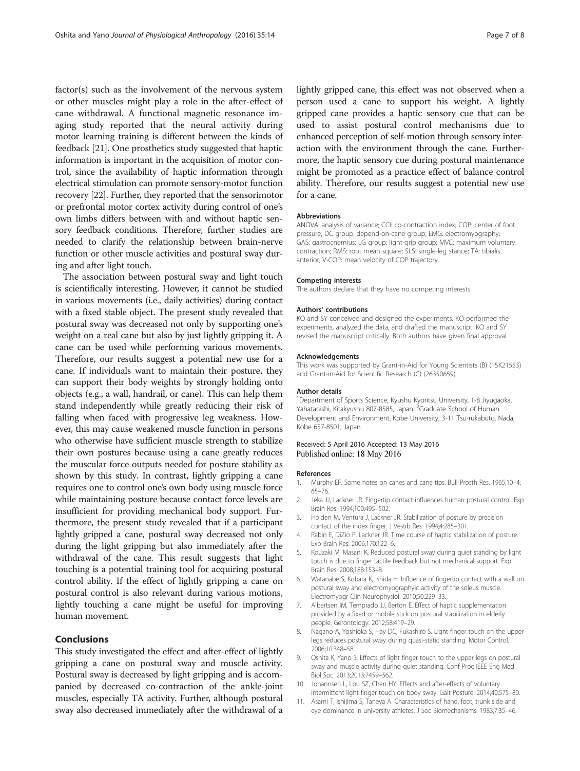factor(s) such as the involvement of the nervous system or other muscles might play a role in the after-effect of cane withdrawal. A functional magnetic resonance imaging study reported that the neural activity during motor learning training is different between the kinds of feedback [21]. One prosthetics study suggested that haptic information is important in the acquisition of motor control, since the availability of haptic information through electrical stimulation can promote sensory-motor function recovery [22]. Further, they reported that the sensorimotor or prefrontal motor cortex activity during control of one's own limbs differs between with and without haptic sensory feedback conditions. Therefore, further studies are needed to clarify the relationship between brain-nerve function or other muscle activities and postural sway during and after light touch.

The association between postural sway and light touch is scientifically interesting. However, it cannot be studied in various movements (i.e., daily activities) during contact with a fixed stable object. The present study revealed that postural sway was decreased not only by supporting one's weight on a real cane but also by just lightly gripping it. A cane can be used while performing various movements. Therefore, our results suggest a potential new use for a cane. If individuals want to maintain their posture, they can support their body weights by strongly holding onto objects (e.g., a wall, handrail, or cane). This can help them stand independently while greatly reducing their risk of falling when faced with progressive leg weakness. However, this may cause weakened muscle function in persons who otherwise have sufficient muscle strength to stabilize their own postures because using a cane greatly reduces the muscular force outputs needed for posture stability as shown by this study. In contrast, lightly gripping a cane requires one to control one's own body using muscle force while maintaining posture because contact force levels are insufficient for providing mechanical body support. Furthermore, the present study revealed that if a participant lightly gripped a cane, postural sway decreased not only during the light gripping but also immediately after the withdrawal of the cane. This result suggests that light touching is a potential training tool for acquiring postural control ability. If the effect of lightly gripping a cane on postural control is also relevant during various motions, lightly touching a cane might be useful for improving human movement.

## Conclusions

This study investigated the effect and after-effect of lightly gripping a cane on postural sway and muscle activity. Postural sway is decreased by light gripping and is accompanied by decreased co-contraction of the ankle-joint muscles, especially TA activity. Further, although postural sway also decreased immediately after the withdrawal of a lightly gripped cane, this effect was not observed when a person used a cane to support his weight. A lightly gripped cane provides a haptic sensory cue that can be used to assist postural control mechanisms due to enhanced perception of self-motion through sensory interaction with the environment through the cane. Furthermore, the haptic sensory cue during postural maintenance might be promoted as a practice effect of balance control ability. Therefore, our results suggest a potential new use for a cane.

#### Abbreviations

ANOVA: analysis of variance; CCI: co-contraction index; COP: center of foot pressure; DC group: depend-on-cane group; EMG: electromyography; GAS: gastrocnemius; LG group: light-grip group; MVC: maximum voluntary contraction; RMS: root mean square; SLS: single-leg stance; TA: tibialis anterior; V-COP: mean velocity of COP trajectory.

#### Competing interests

The authors declare that they have no competing interests.

#### Authors' contributions

KO and SY conceived and designed the experiments. KO performed the experiments, analyzed the data, and drafted the manuscript. KO and SY revised the manuscript critically. Both authors have given final approval.

#### Acknowledgements

This work was supported by Grant-in-Aid for Young Scientists (B) (15K21553) and Grant-in-Aid for Scientific Research (C) (26350659).

#### Author details

[1]Department of Sports Science, Kyushu Kyoritsu University, 1-8 Jiyugaoka, Yahatanishi, Kitakyushu 807-8585, Japan. [2]Graduate School of Human Development and Environment, Kobe University, 3-11 Tsu-rukabuto, Nada, Kobe 657-8501, Japan.

Received: 5 April 2016 Accepted: 13 May 2016
Published online: 18 May 2016

#### References

1. Murphy EF. Some notes on canes and cane tips. Bull Prosth Res. 1965;10–4: 65–76.
2. Jeka JJ, Lackner JR. Fingertip contact influences human postural control. Exp Brain Res. 1994;100:495–502.
3. Holden M, Ventura J, Lackner JR. Stabilization of posture by precision contact of the index finger. J Vestib Res. 1994;4:285–301.
4. Rabin E, DiZio P, Lackner JR. Time course of haptic stabilization of posture. Exp Brain Res. 2006;170:122–6.
5. Kouzaki M, Masani K. Reduced postural sway during quiet standing by light touch is due to finger tactile feedback but not mechanical support. Exp Brain Res. 2008;188:153–8.
6. Watanabe S, Kobara K, Ishida H. Influence of fingertip contact with a wall on postural sway and electromyographyic activity of the soleus muscle. Electromyogr Clin Neurophysiol. 2010;50:229–33.
7. Albertsen IM, Temprado JJ, Berton E. Effect of haptic supplementation provided by a fixed or mobile stick on postural stabilization in elderly people. Gerontology. 2012;58:419–29.
8. Nagano A, Yoshioka S, Hay DC, Fukashiro S. Light finger touch on the upper legs reduces postural sway during quasi-static standing. Motor Control. 2006;10:348–58.
9. Oshita K, Yano S. Effects of light finger touch to the upper legs on postural sway and muscle activity during quiet standing. Conf Proc IEEE Eng Med Biol Soc. 2013;2013:7459–562.
10. Johannsen L, Lou SZ, Chen HY. Effects and after-effects of voluntary intermittent light finger touch on body sway. Gait Posture. 2014;40:575–80.
11. Asami T, Ishijima S, Taneya A. Characteristics of hand, foot, trunk side and eye dominance in university athletes. J Soc Biomechanisms. 1983;7:35–46.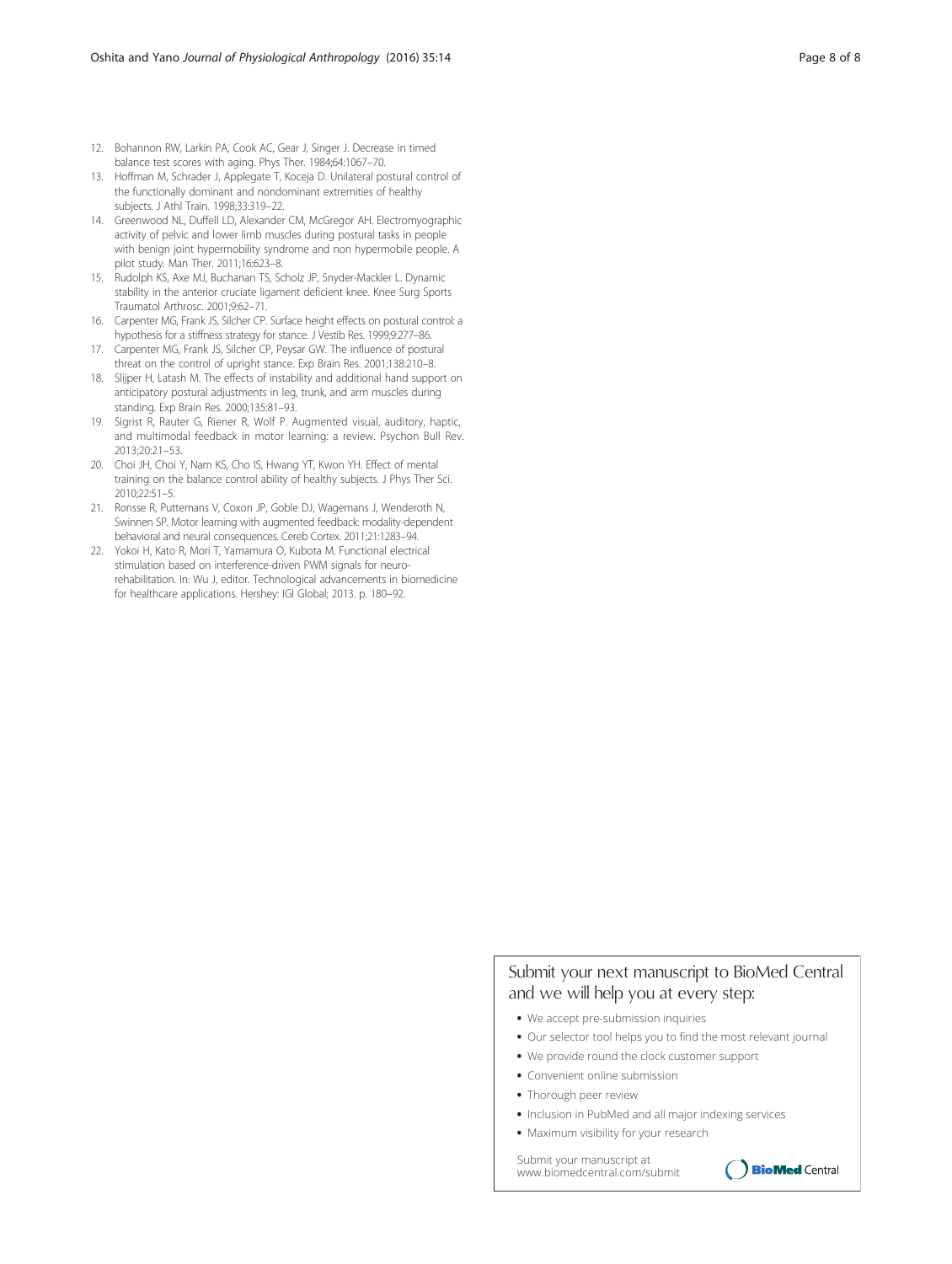12. Bohannon RW, Larkin PA, Cook AC, Gear J, Singer J. Decrease in timed balance test scores with aging. Phys Ther. 1984;64:1067–70.
13. Hoffman M, Schrader J, Applegate T, Koceja D. Unilateral postural control of the functionally dominant and nondominant extremities of healthy subjects. J Athl Train. 1998;33:319–22.
14. Greenwood NL, Duffell LD, Alexander CM, McGregor AH. Electromyographic activity of pelvic and lower limb muscles during postural tasks in people with benign joint hypermobility syndrome and non hypermobile people. A pilot study. Man Ther. 2011;16:623–8.
15. Rudolph KS, Axe MJ, Buchanan TS, Scholz JP, Snyder-Mackler L. Dynamic stability in the anterior cruciate ligament deficient knee. Knee Surg Sports Traumatol Arthrosc. 2001;9:62–71.
16. Carpenter MG, Frank JS, Silcher CP. Surface height effects on postural control: a hypothesis for a stiffness strategy for stance. J Vestib Res. 1999;9:277–86.
17. Carpenter MG, Frank JS, Silcher CP, Peysar GW. The influence of postural threat on the control of upright stance. Exp Brain Res. 2001;138:210–8.
18. Slijper H, Latash M. The effects of instability and additional hand support on anticipatory postural adjustments in leg, trunk, and arm muscles during standing. Exp Brain Res. 2000;135:81–93.
19. Sigrist R, Rauter G, Riener R, Wolf P. Augmented visual, auditory, haptic, and multimodal feedback in motor learning: a review. Psychon Bull Rev. 2013;20:21–53.
20. Choi JH, Choi Y, Nam KS, Cho IS, Hwang YT, Kwon YH. Effect of mental training on the balance control ability of healthy subjects. J Phys Ther Sci. 2010;22:51–5.
21. Ronsse R, Puttemans V, Coxon JP, Goble DJ, Wagemans J, Wenderoth N, Swinnen SP. Motor learning with augmented feedback: modality-dependent behavioral and neural consequences. Cereb Cortex. 2011;21:1283–94.
22. Yokoi H, Kato R, Mori T, Yamamura O, Kubota M. Functional electrical stimulation based on interference-driven PWM signals for neuro-rehabilitation. In: Wu J, editor. Technological advancements in biomedicine for healthcare applications. Hershey: IGI Global; 2013. p. 180–92.

Submit your next manuscript to BioMed Central and we will help you at every step:

- We accept pre-submission inquiries
- Our selector tool helps you to find the most relevant journal
- We provide round the clock customer support
- Convenient online submission
- Thorough peer review
- Inclusion in PubMed and all major indexing services
- Maximum visibility for your research

Submit your manuscript at www.biomedcentral.com/submit

BioMed Central